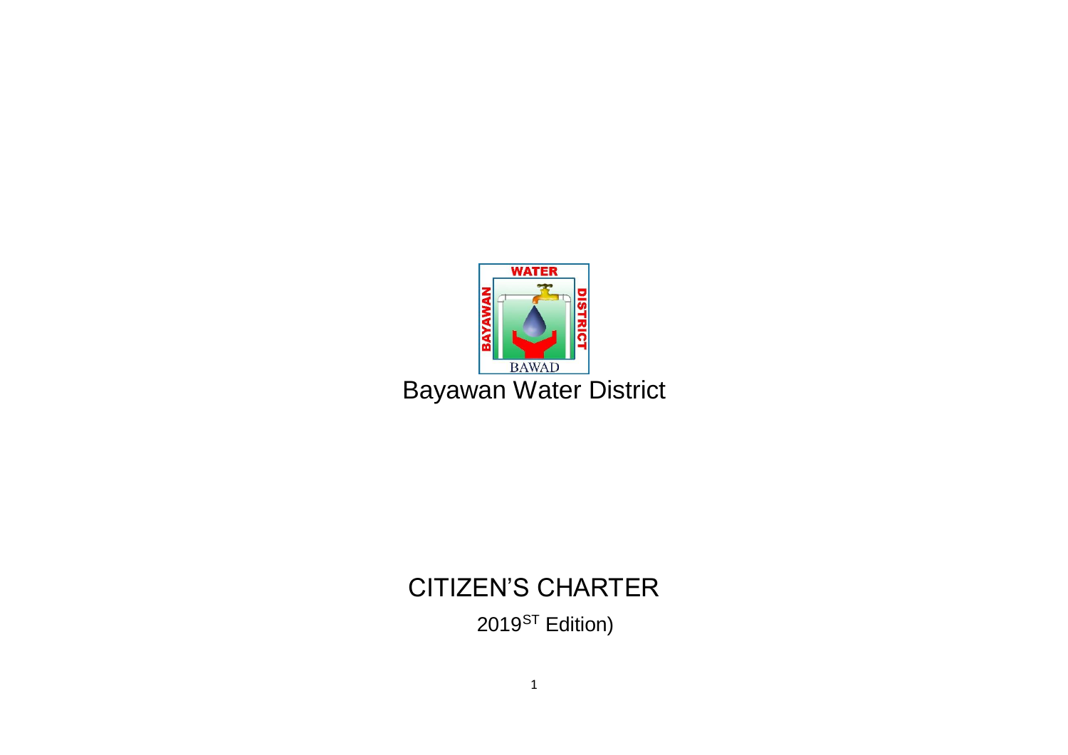# Bayawan Water District

# CITIZEN'S CHARTER

2019ST Edition)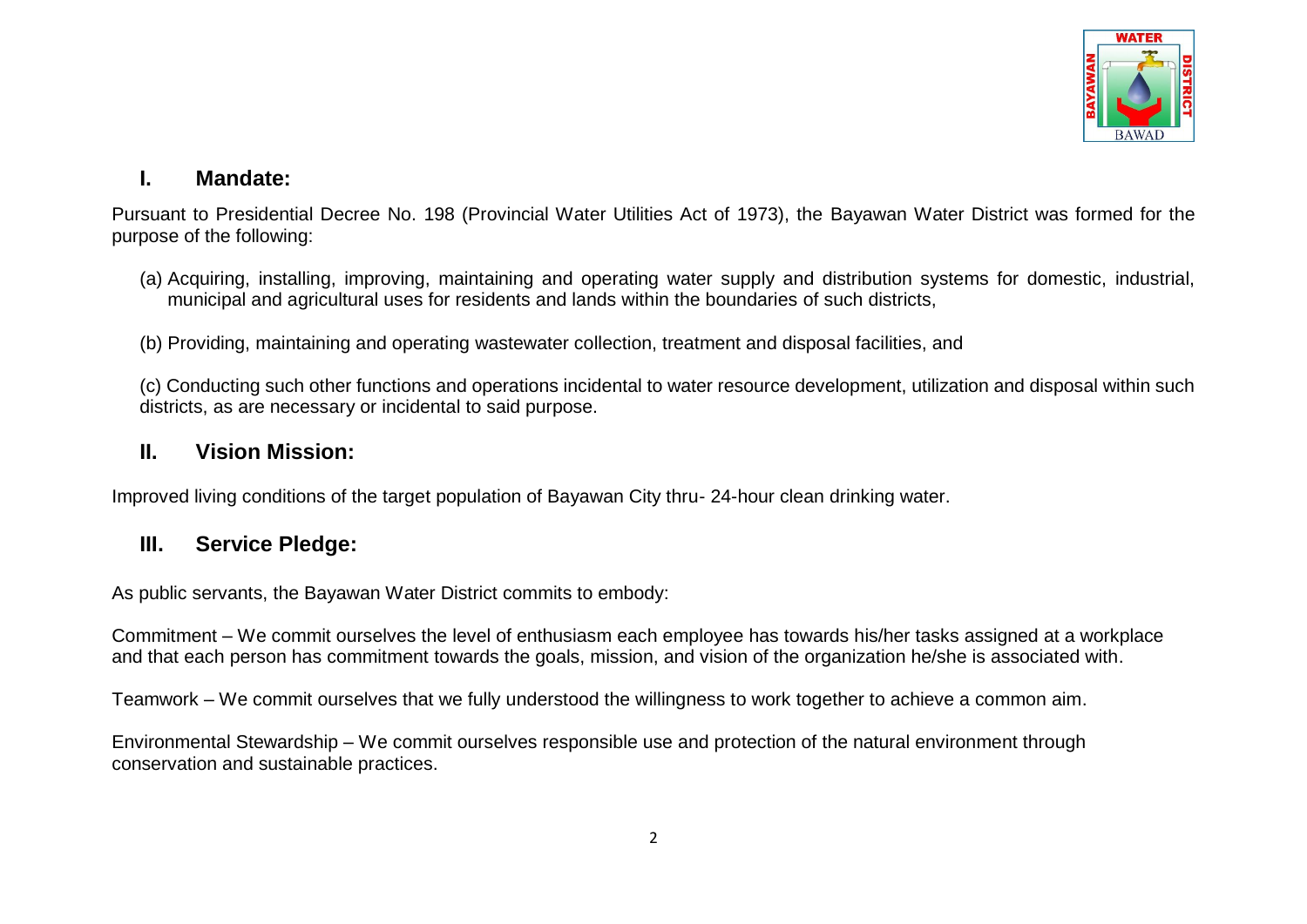## I. Mandate:

Pursuant to Presidential Decree No. 198 (Provincial Water Utilities Act of 1973), the Bayawan Water District was formed for the purpose of the following:

(a) Acquiring, installing, improving, maintaining and operating water supply and distribution systems for domestic, industrial, municipal and agricultural uses for residents and lands within the boundaries of such districts,

(b) Providing, maintaining and operating wastewater collection, treatment and disposal facilities, and

(c) Conducting such other functions and operations incidental to water resource development, utilization and disposal within such districts, as are necessary or incidental to said purpose.

## II. Vision Mission:

Improved living conditions of the target population of Bayawan City thru- 24-hour clean drinking water.

## III. Service Pledge:

As public servants, the Bayawan Water District commits to embody:

Commitment – We commit ourselves the level of enthusiasm each employee has towards his/her tasks assigned at a workplace and that each person has commitment towards the goals, mission, and vision of the organization he/she is associated with.

Teamwork – We commit ourselves that we fully understood the willingness to work together to achieve a common aim.

Environmental Stewardship – We commit ourselves responsible use and protection of the natural environment through conservation and sustainable practices.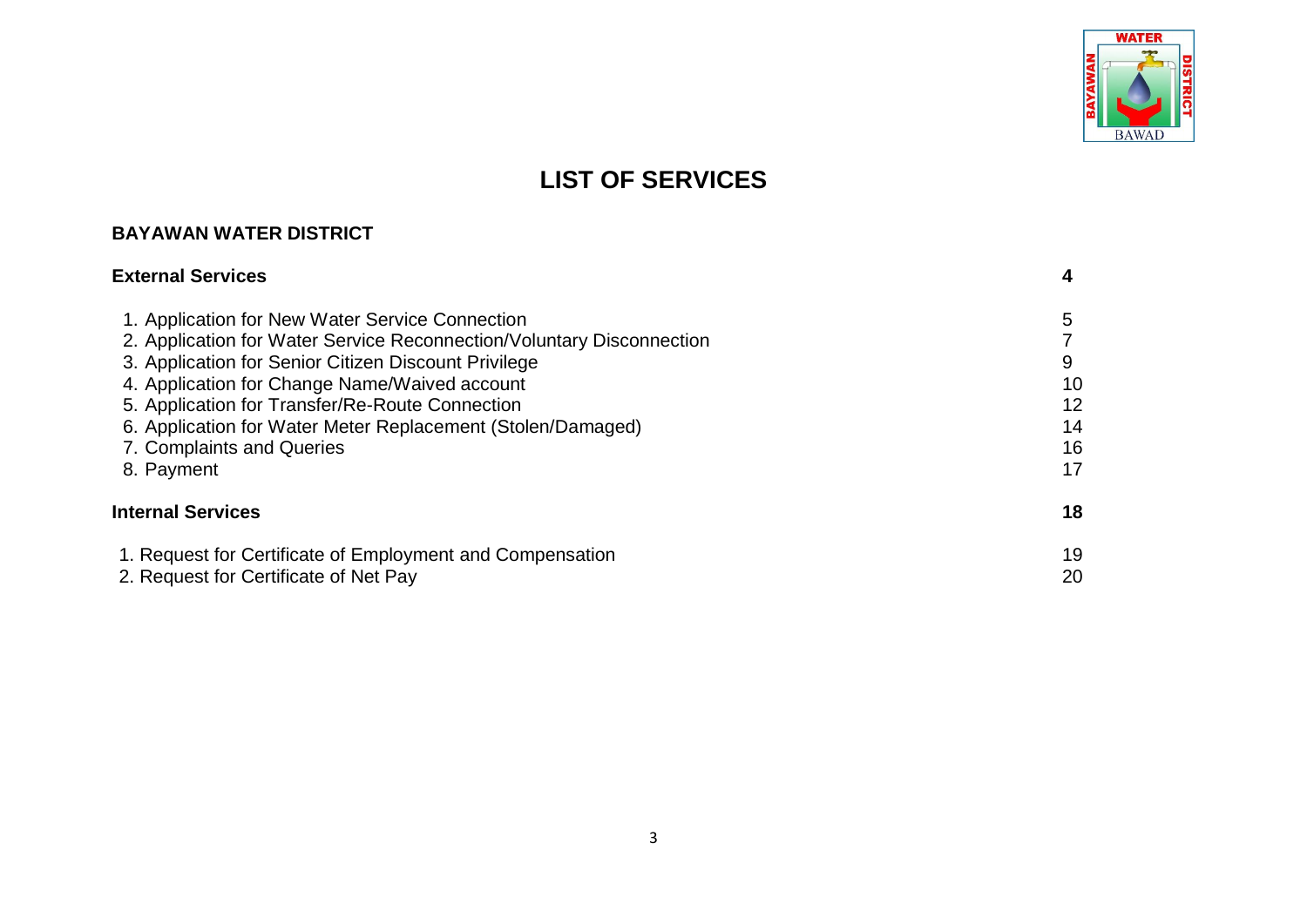# LIST OF SERVICES

## BAYAWAN WATER DISTRICT

| | |
|---|---|
| **External Services** | **4** |
| 1. Application for New Water Service Connection | 5 |
| 2. Application for Water Service Reconnection/Voluntary Disconnection | 7 |
| 3. Application for Senior Citizen Discount Privilege | 9 |
| 4. Application for Change Name/Waived account | 10 |
| 5. Application for Transfer/Re-Route Connection | 12 |
| 6. Application for Water Meter Replacement (Stolen/Damaged) | 14 |
| 7. Complaints and Queries | 16 |
| 8. Payment | 17 |
| **Internal Services** | **18** |
| 1. Request for Certificate of Employment and Compensation | 19 |
| 2. Request for Certificate of Net Pay | 20 |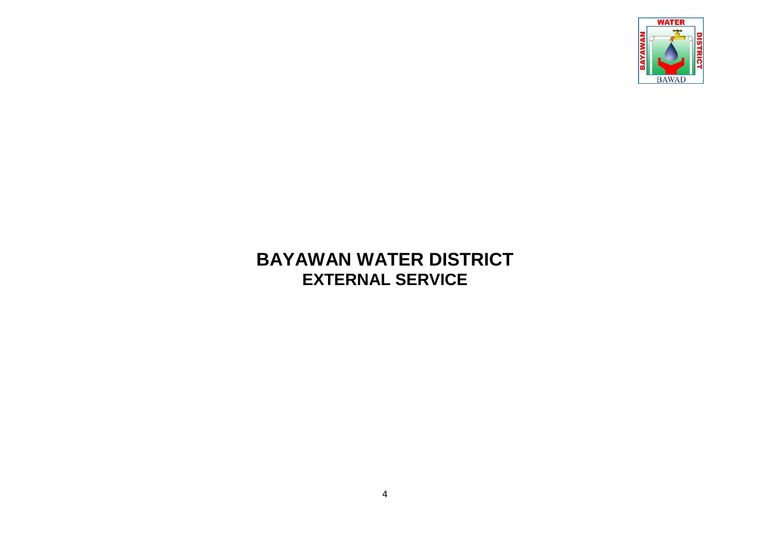# BAYAWAN WATER DISTRICT
## EXTERNAL SERVICE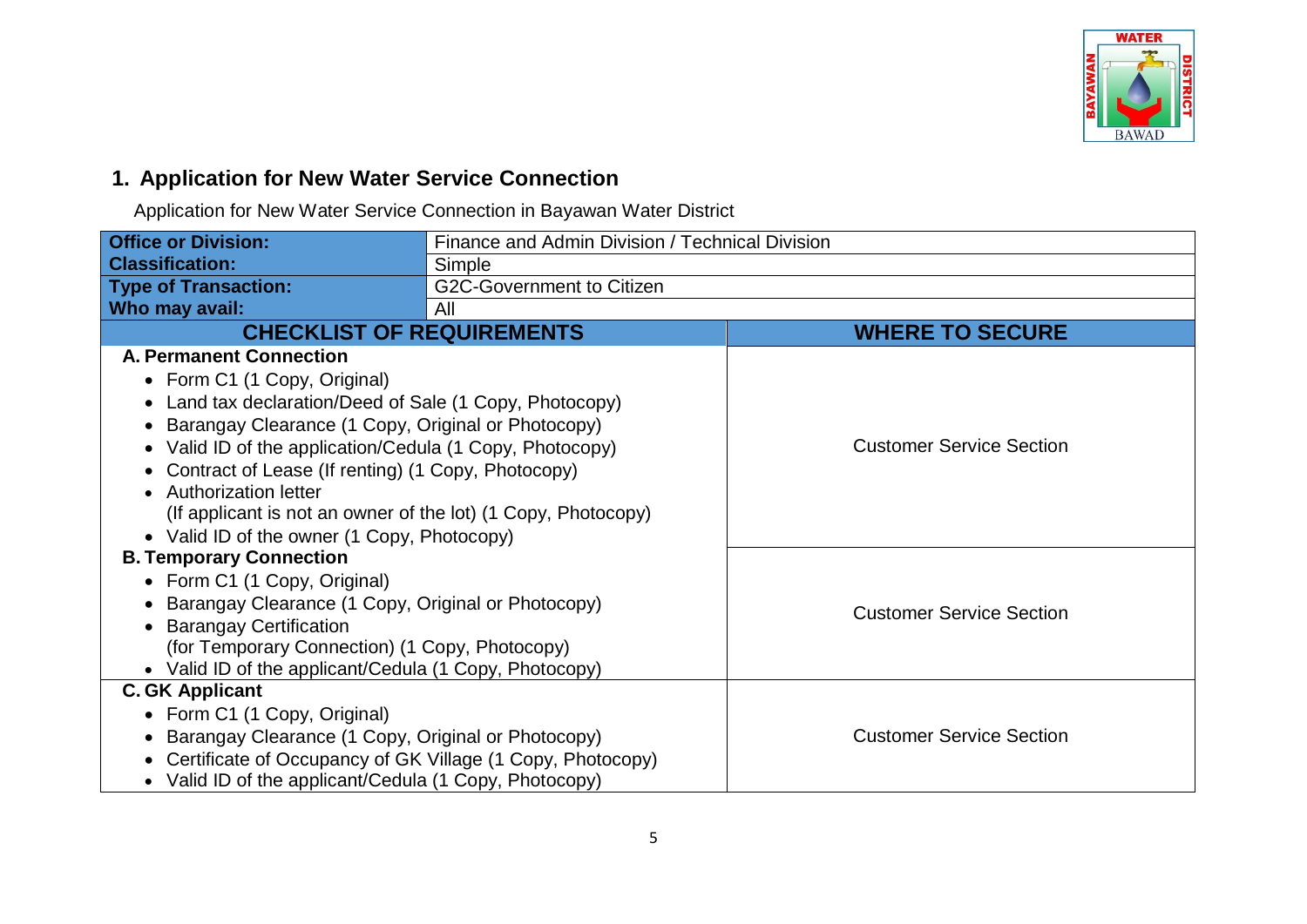## 1. Application for New Water Service Connection

Application for New Water Service Connection in Bayawan Water District

| **Office or Division:** | Finance and Admin Division / Technical Division |
|---|---|
| **Classification:** | Simple |
| **Type of Transaction:** | G2C-Government to Citizen |
| **Who may avail:** | All |

| **CHECKLIST OF REQUIREMENTS** | **WHERE TO SECURE** |
|---|---|
| **A. Permanent Connection**<br>• Form C1 (1 Copy, Original)<br>• Land tax declaration/Deed of Sale (1 Copy, Photocopy)<br>• Barangay Clearance (1 Copy, Original or Photocopy)<br>• Valid ID of the application/Cedula (1 Copy, Photocopy)<br>• Contract of Lease (If renting) (1 Copy, Photocopy)<br>• Authorization letter (If applicant is not an owner of the lot) (1 Copy, Photocopy)<br>• Valid ID of the owner (1 Copy, Photocopy) | Customer Service Section |
| **B. Temporary Connection**<br>• Form C1 (1 Copy, Original)<br>• Barangay Clearance (1 Copy, Original or Photocopy)<br>• Barangay Certification (for Temporary Connection) (1 Copy, Photocopy)<br>• Valid ID of the applicant/Cedula (1 Copy, Photocopy) | Customer Service Section |
| **C. GK Applicant**<br>• Form C1 (1 Copy, Original)<br>• Barangay Clearance (1 Copy, Original or Photocopy)<br>• Certificate of Occupancy of GK Village (1 Copy, Photocopy)<br>• Valid ID of the applicant/Cedula (1 Copy, Photocopy) | Customer Service Section |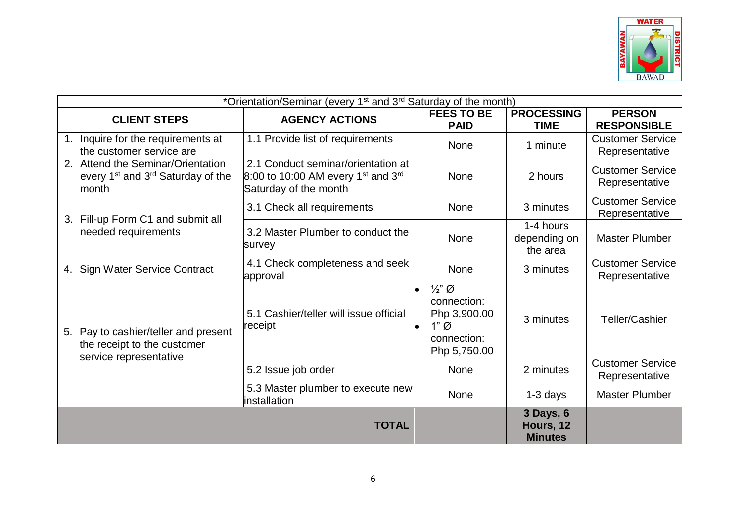| *Orientation/Seminar (every 1st and 3rd Saturday of the month) | | | | |
|---|---|---|---|---|
| **CLIENT STEPS** | **AGENCY ACTIONS** | **FEES TO BE PAID** | **PROCESSING TIME** | **PERSON RESPONSIBLE** |
| 1. Inquire for the requirements at the customer service are | 1.1 Provide list of requirements | None | 1 minute | Customer Service Representative |
| 2. Attend the Seminar/Orientation every 1st and 3rd Saturday of the month | 2.1 Conduct seminar/orientation at 8:00 to 10:00 AM every 1st and 3rd Saturday of the month | None | 2 hours | Customer Service Representative |
| 3. Fill-up Form C1 and submit all needed requirements | 3.1 Check all requirements | None | 3 minutes | Customer Service Representative |
| | 3.2 Master Plumber to conduct the survey | None | 1-4 hours depending on the area | Master Plumber |
| 4. Sign Water Service Contract | 4.1 Check completeness and seek approval | None | 3 minutes | Customer Service Representative |
| 5. Pay to cashier/teller and present the receipt to the customer service representative | 5.1 Cashier/teller will issue official receipt | • ½" Ø connection: Php 3,900.00 • 1" Ø connection: Php 5,750.00 | 3 minutes | Teller/Cashier |
| | 5.2 Issue job order | None | 2 minutes | Customer Service Representative |
| | 5.3 Master plumber to execute new installation | None | 1-3 days | Master Plumber |
| | **TOTAL** | | **3 Days, 6 Hours, 12 Minutes** | |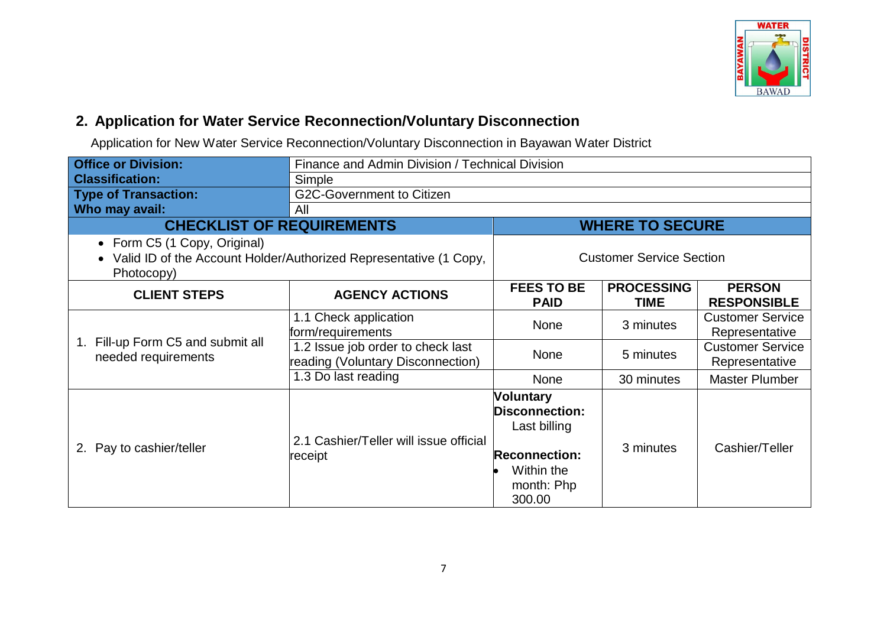## 2. Application for Water Service Reconnection/Voluntary Disconnection

Application for New Water Service Reconnection/Voluntary Disconnection in Bayawan Water District

| **Office or Division:** | Finance and Admin Division / Technical Division | | | |
|---|---|---|---|---|
| **Classification:** | Simple | | | |
| **Type of Transaction:** | G2C-Government to Citizen | | | |
| **Who may avail:** | All | | | |
| **CHECKLIST OF REQUIREMENTS** | | **WHERE TO SECURE** | | |
| • Form C5 (1 Copy, Original)<br>• Valid ID of the Account Holder/Authorized Representative (1 Copy, Photocopy) | | Customer Service Section | | |
| **CLIENT STEPS** | **AGENCY ACTIONS** | **FEES TO BE PAID** | **PROCESSING TIME** | **PERSON RESPONSIBLE** |
| 1. Fill-up Form C5 and submit all needed requirements | 1.1 Check application form/requirements | None | 3 minutes | Customer Service Representative |
| | 1.2 Issue job order to check last reading (Voluntary Disconnection) | None | 5 minutes | Customer Service Representative |
| | 1.3 Do last reading | None | 30 minutes | Master Plumber |
| 2. Pay to cashier/teller | 2.1 Cashier/Teller will issue official receipt | **Voluntary Disconnection:** Last billing<br><br>**Reconnection:**<br>• Within the month: Php 300.00 | 3 minutes | Cashier/Teller |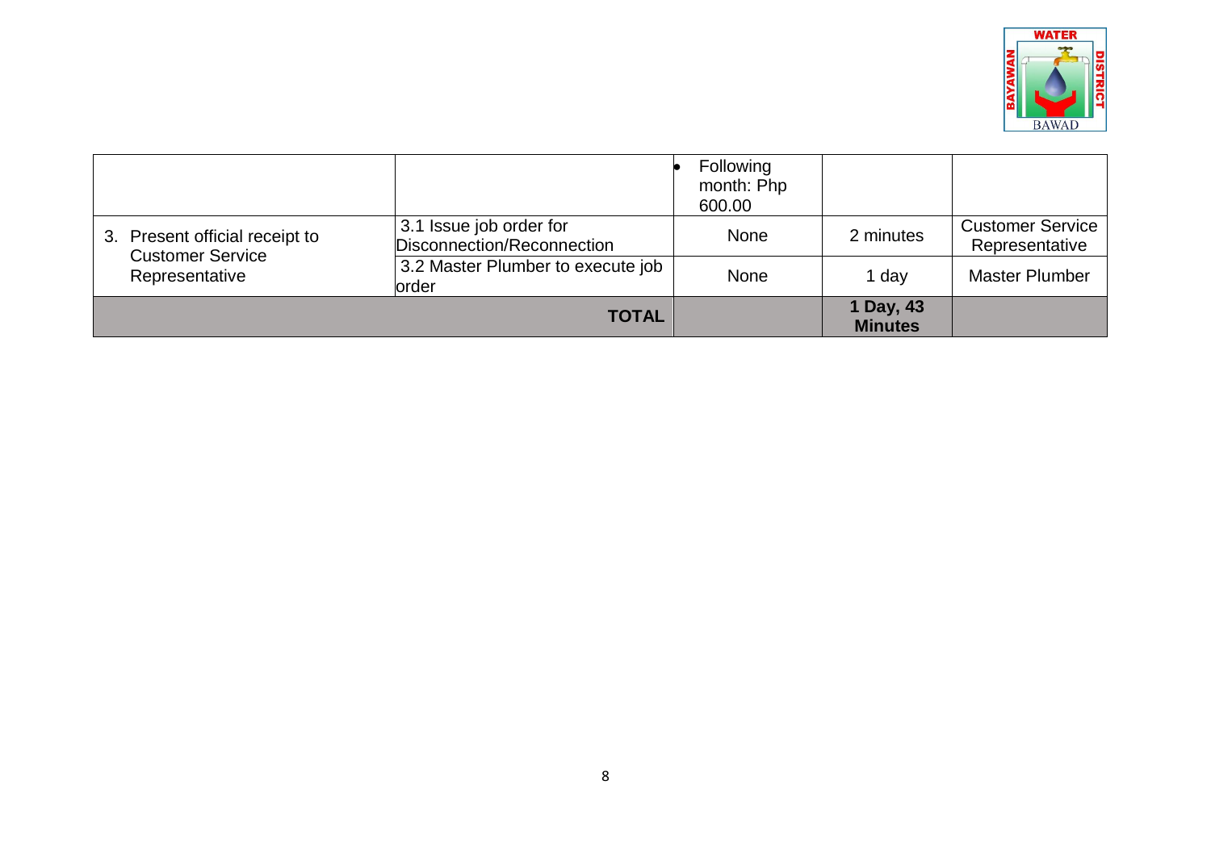| | | • Following month: Php 600.00 | | |
|---|---|---|---|---|
| 3. Present official receipt to Customer Service Representative | 3.1 Issue job order for Disconnection/Reconnection | None | 2 minutes | Customer Service Representative |
| | 3.2 Master Plumber to execute job order | None | 1 day | Master Plumber |
| | **TOTAL** | | **1 Day, 43 Minutes** | |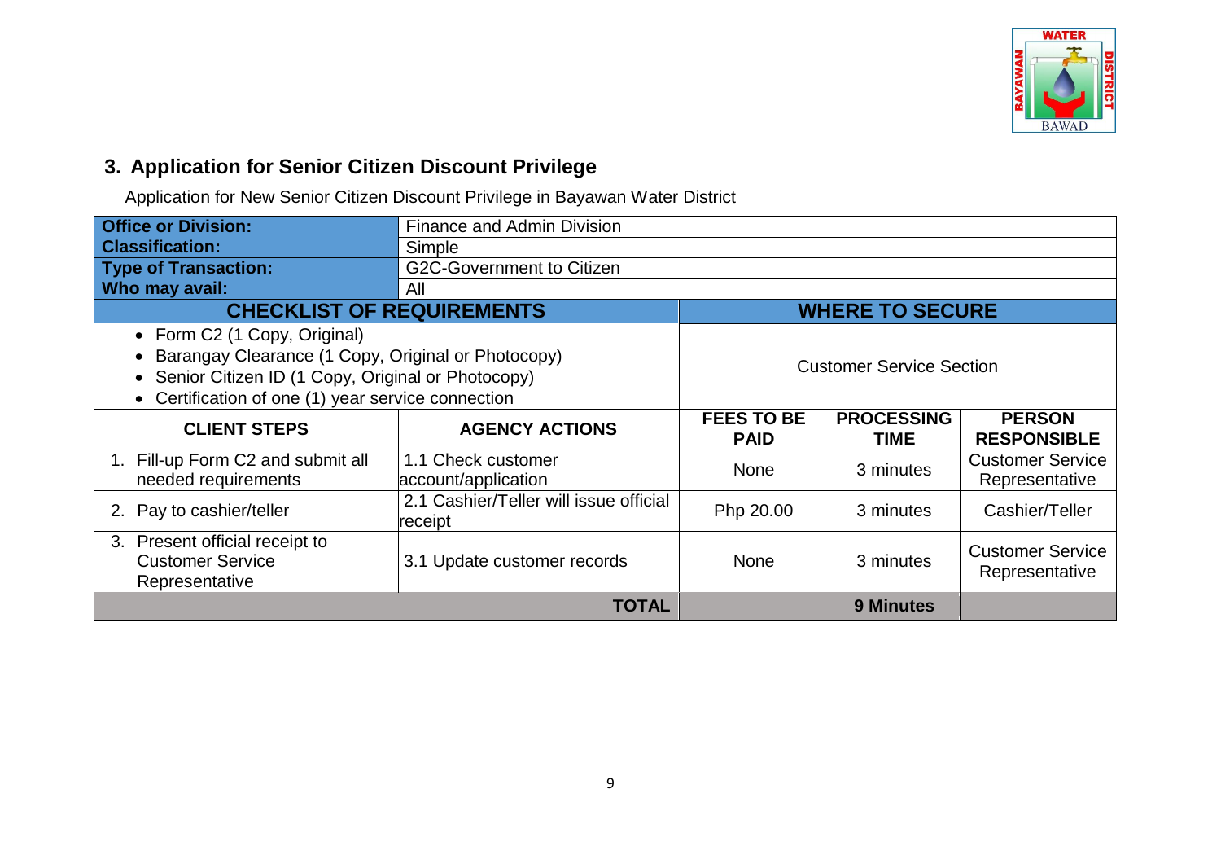## 3. Application for Senior Citizen Discount Privilege

Application for New Senior Citizen Discount Privilege in Bayawan Water District

| **Office or Division:** | Finance and Admin Division | | | |
|---|---|---|---|---|
| **Classification:** | Simple | | | |
| **Type of Transaction:** | G2C-Government to Citizen | | | |
| **Who may avail:** | All | | | |
| **CHECKLIST OF REQUIREMENTS** | | **WHERE TO SECURE** | | |
| • Form C2 (1 Copy, Original)<br>• Barangay Clearance (1 Copy, Original or Photocopy)<br>• Senior Citizen ID (1 Copy, Original or Photocopy)<br>• Certification of one (1) year service connection | | Customer Service Section | | |
| **CLIENT STEPS** | **AGENCY ACTIONS** | **FEES TO BE PAID** | **PROCESSING TIME** | **PERSON RESPONSIBLE** |
| 1. Fill-up Form C2 and submit all needed requirements | 1.1 Check customer account/application | None | 3 minutes | Customer Service Representative |
| 2. Pay to cashier/teller | 2.1 Cashier/Teller will issue official receipt | Php 20.00 | 3 minutes | Cashier/Teller |
| 3. Present official receipt to Customer Service Representative | 3.1 Update customer records | None | 3 minutes | Customer Service Representative |
| | **TOTAL** | | **9 Minutes** | |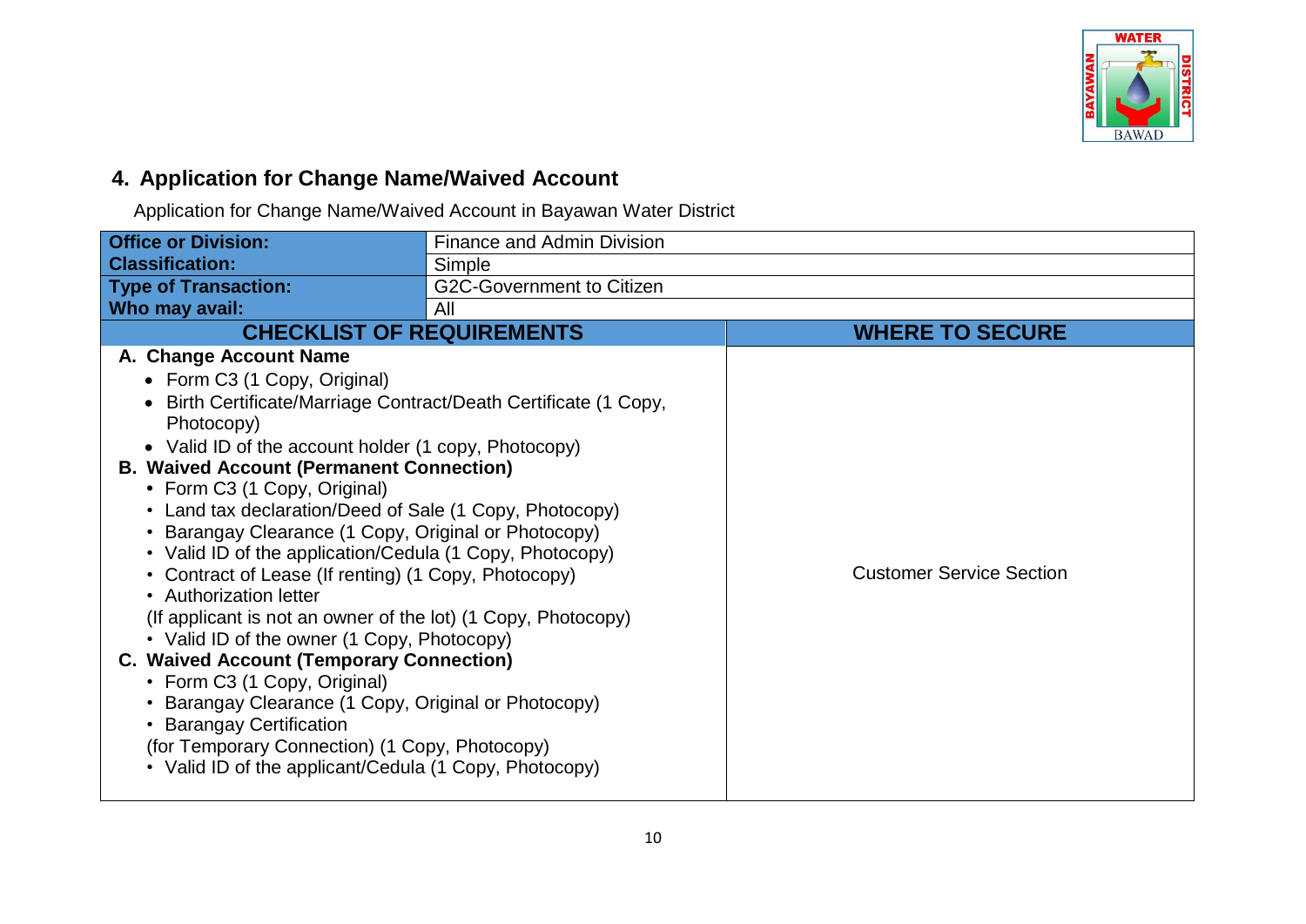## 4. Application for Change Name/Waived Account

Application for Change Name/Waived Account in Bayawan Water District

| **Office or Division:** | Finance and Admin Division |
|---|---|
| **Classification:** | Simple |
| **Type of Transaction:** | G2C-Government to Citizen |
| **Who may avail:** | All |

| **CHECKLIST OF REQUIREMENTS** | **WHERE TO SECURE** |
|---|---|
| **A. Change Account Name**<br>• Form C3 (1 Copy, Original)<br>• Birth Certificate/Marriage Contract/Death Certificate (1 Copy, Photocopy)<br>• Valid ID of the account holder (1 copy, Photocopy)<br>**B. Waived Account (Permanent Connection)**<br>• Form C3 (1 Copy, Original)<br>• Land tax declaration/Deed of Sale (1 Copy, Photocopy)<br>• Barangay Clearance (1 Copy, Original or Photocopy)<br>• Valid ID of the application/Cedula (1 Copy, Photocopy)<br>• Contract of Lease (If renting) (1 Copy, Photocopy)<br>• Authorization letter<br>(If applicant is not an owner of the lot) (1 Copy, Photocopy)<br>• Valid ID of the owner (1 Copy, Photocopy)<br>**C. Waived Account (Temporary Connection)**<br>• Form C3 (1 Copy, Original)<br>• Barangay Clearance (1 Copy, Original or Photocopy)<br>• Barangay Certification<br>(for Temporary Connection) (1 Copy, Photocopy)<br>• Valid ID of the applicant/Cedula (1 Copy, Photocopy) | Customer Service Section |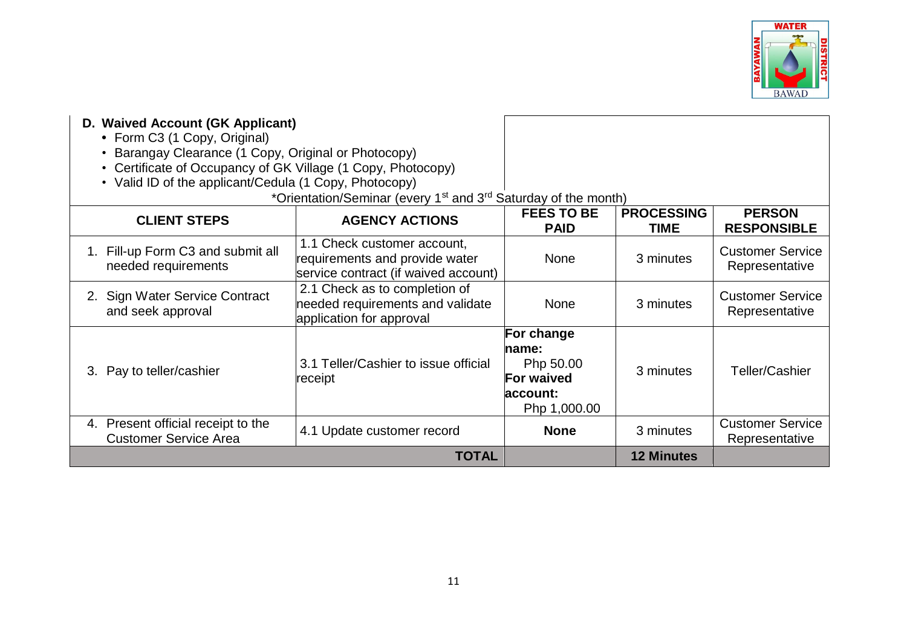## D. Waived Account (GK Applicant)

- Form C3 (1 Copy, Original)
- Barangay Clearance (1 Copy, Original or Photocopy)
- Certificate of Occupancy of GK Village (1 Copy, Photocopy)
- Valid ID of the applicant/Cedula (1 Copy, Photocopy)

*Orientation/Seminar (every 1st and 3rd Saturday of the month)

| CLIENT STEPS | AGENCY ACTIONS | FEES TO BE PAID | PROCESSING TIME | PERSON RESPONSIBLE |
|---|---|---|---|---|
| 1. Fill-up Form C3 and submit all needed requirements | 1.1 Check customer account, requirements and provide water service contract (if waived account) | None | 3 minutes | Customer Service Representative |
| 2. Sign Water Service Contract and seek approval | 2.1 Check as to completion of needed requirements and validate application for approval | None | 3 minutes | Customer Service Representative |
| 3. Pay to teller/cashier | 3.1 Teller/Cashier to issue official receipt | **For change name:** Php 50.00 **For waived account:** Php 1,000.00 | 3 minutes | Teller/Cashier |
| 4. Present official receipt to the Customer Service Area | 4.1 Update customer record | **None** | 3 minutes | Customer Service Representative |
| | **TOTAL** | | **12 Minutes** | |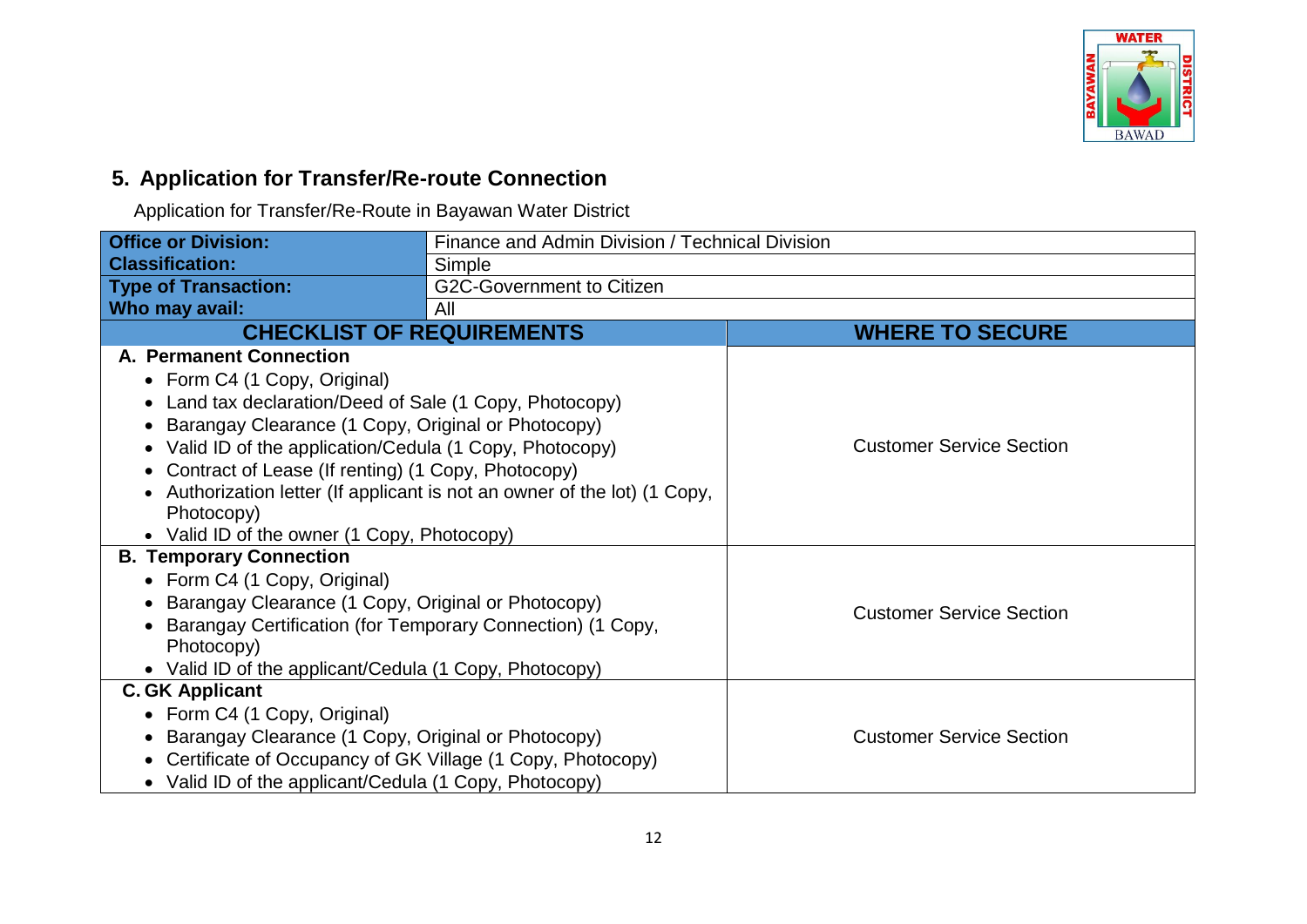## 5. Application for Transfer/Re-route Connection

Application for Transfer/Re-Route in Bayawan Water District

| **Office or Division:** | Finance and Admin Division / Technical Division |
|---|---|
| **Classification:** | Simple |
| **Type of Transaction:** | G2C-Government to Citizen |
| **Who may avail:** | All |

| **CHECKLIST OF REQUIREMENTS** | **WHERE TO SECURE** |
|---|---|
| **A. Permanent Connection**<br>• Form C4 (1 Copy, Original)<br>• Land tax declaration/Deed of Sale (1 Copy, Photocopy)<br>• Barangay Clearance (1 Copy, Original or Photocopy)<br>• Valid ID of the application/Cedula (1 Copy, Photocopy)<br>• Contract of Lease (If renting) (1 Copy, Photocopy)<br>• Authorization letter (If applicant is not an owner of the lot) (1 Copy, Photocopy)<br>• Valid ID of the owner (1 Copy, Photocopy) | Customer Service Section |
| **B. Temporary Connection**<br>• Form C4 (1 Copy, Original)<br>• Barangay Clearance (1 Copy, Original or Photocopy)<br>• Barangay Certification (for Temporary Connection) (1 Copy, Photocopy)<br>• Valid ID of the applicant/Cedula (1 Copy, Photocopy) | Customer Service Section |
| **C. GK Applicant**<br>• Form C4 (1 Copy, Original)<br>• Barangay Clearance (1 Copy, Original or Photocopy)<br>• Certificate of Occupancy of GK Village (1 Copy, Photocopy)<br>• Valid ID of the applicant/Cedula (1 Copy, Photocopy) | Customer Service Section |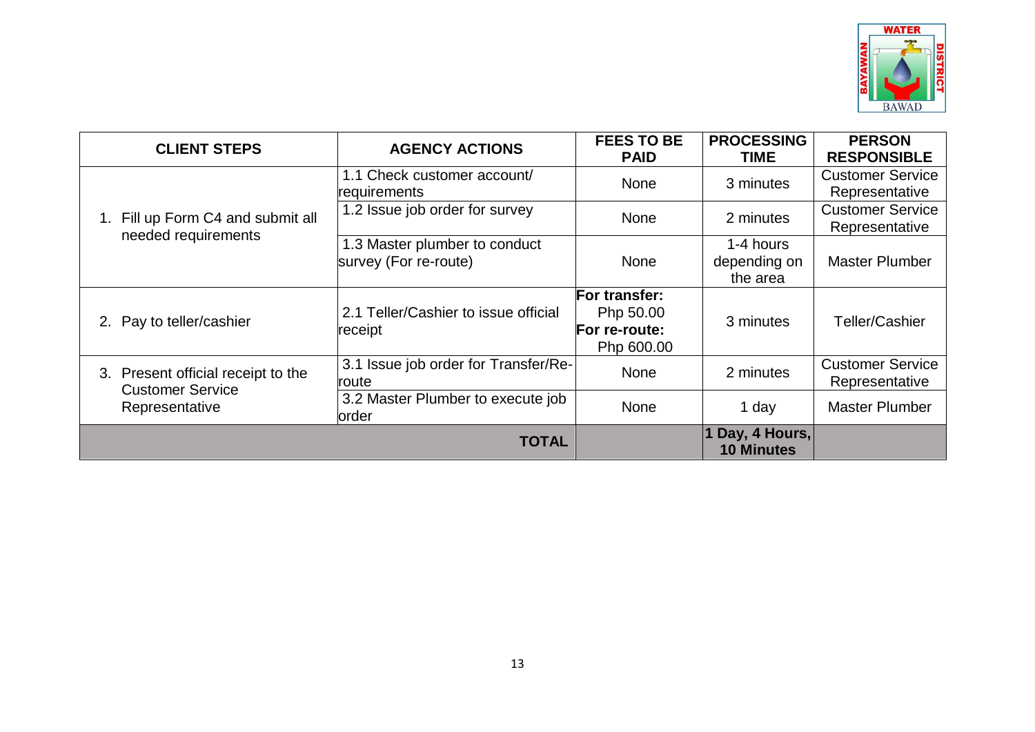| CLIENT STEPS | AGENCY ACTIONS | FEES TO BE PAID | PROCESSING TIME | PERSON RESPONSIBLE |
|---|---|---|---|---|
| 1. Fill up Form C4 and submit all needed requirements | 1.1 Check customer account/ requirements | None | 3 minutes | Customer Service Representative |
| | 1.2 Issue job order for survey | None | 2 minutes | Customer Service Representative |
| | 1.3 Master plumber to conduct survey (For re-route) | None | 1-4 hours depending on the area | Master Plumber |
| 2. Pay to teller/cashier | 2.1 Teller/Cashier to issue official receipt | **For transfer:** Php 50.00 **For re-route:** Php 600.00 | 3 minutes | Teller/Cashier |
| 3. Present official receipt to the Customer Service Representative | 3.1 Issue job order for Transfer/Re-route | None | 2 minutes | Customer Service Representative |
| | 3.2 Master Plumber to execute job order | None | 1 day | Master Plumber |
| | **TOTAL** | | **1 Day, 4 Hours, 10 Minutes** | |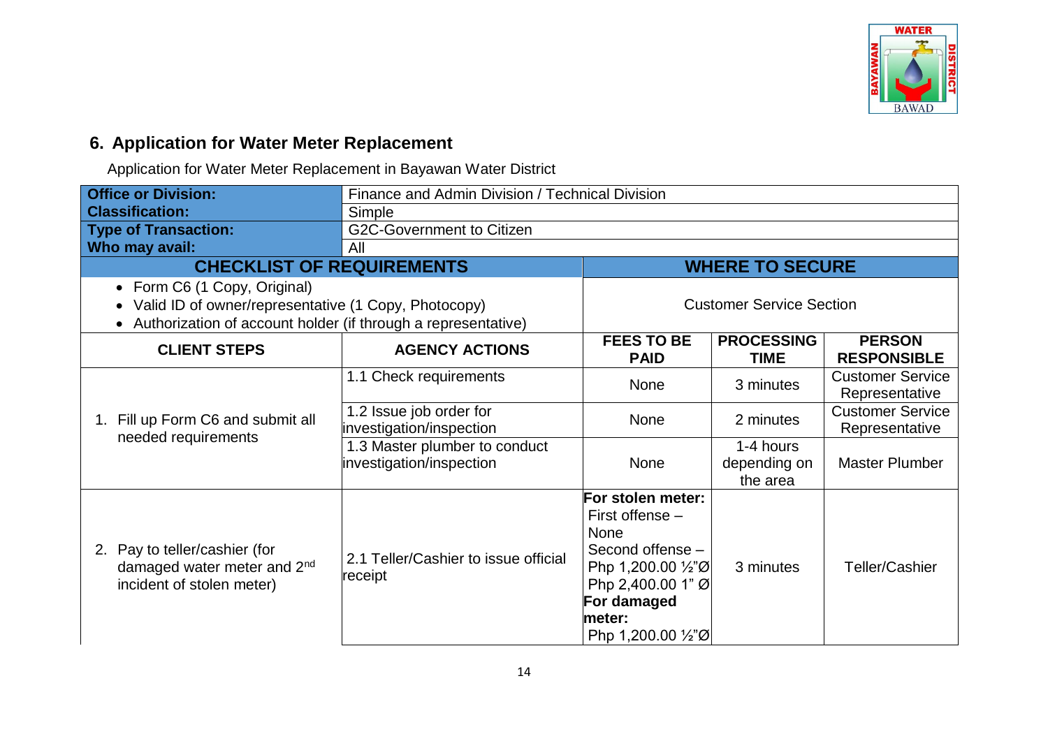## 6. Application for Water Meter Replacement

Application for Water Meter Replacement in Bayawan Water District

| **Office or Division:** | Finance and Admin Division / Technical Division | | | |
|---|---|---|---|---|
| **Classification:** | Simple | | | |
| **Type of Transaction:** | G2C-Government to Citizen | | | |
| **Who may avail:** | All | | | |
| **CHECKLIST OF REQUIREMENTS** | | **WHERE TO SECURE** | | |
| • Form C6 (1 Copy, Original)<br>• Valid ID of owner/representative (1 Copy, Photocopy)<br>• Authorization of account holder (if through a representative) | | Customer Service Section | | |
| **CLIENT STEPS** | **AGENCY ACTIONS** | **FEES TO BE PAID** | **PROCESSING TIME** | **PERSON RESPONSIBLE** |
| 1. Fill up Form C6 and submit all needed requirements | 1.1 Check requirements | None | 3 minutes | Customer Service Representative |
| | 1.2 Issue job order for investigation/inspection | None | 2 minutes | Customer Service Representative |
| | 1.3 Master plumber to conduct investigation/inspection | None | 1-4 hours depending on the area | Master Plumber |
| 2. Pay to teller/cashier (for damaged water meter and 2nd incident of stolen meter) | 2.1 Teller/Cashier to issue official receipt | **For stolen meter:**<br>First offense – None<br>Second offense – Php 1,200.00 ½"Ø<br>Php 2,400.00 1" Ø<br>**For damaged meter:**<br>Php 1,200.00 ½"Ø | 3 minutes | Teller/Cashier |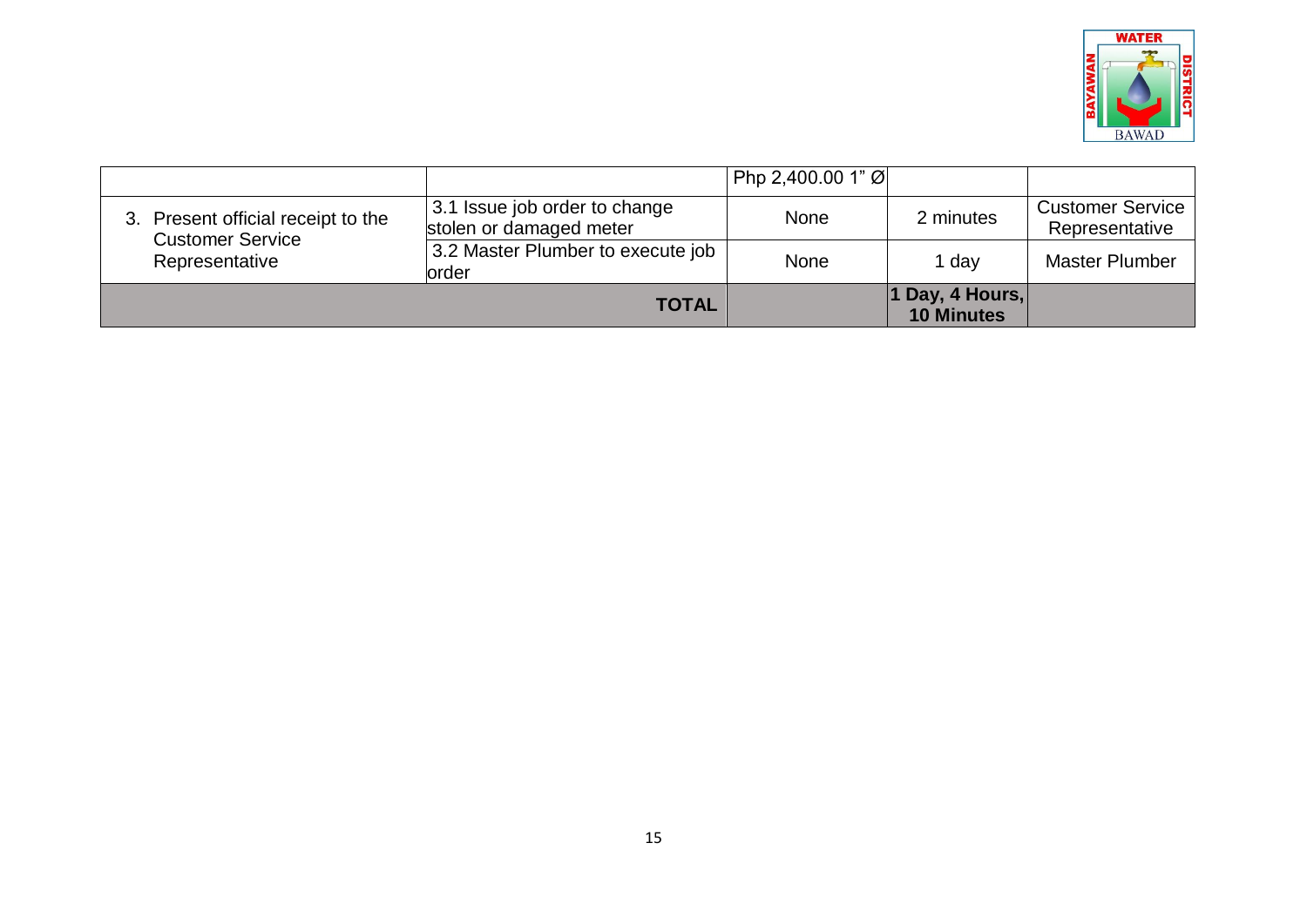| | | Php 2,400.00 1" Ø | | |
|---|---|---|---|---|
| 3. Present official receipt to the Customer Service Representative | 3.1 Issue job order to change stolen or damaged meter | None | 2 minutes | Customer Service Representative |
| | 3.2 Master Plumber to execute job order | None | 1 day | Master Plumber |
| | **TOTAL** | | **1 Day, 4 Hours, 10 Minutes** | |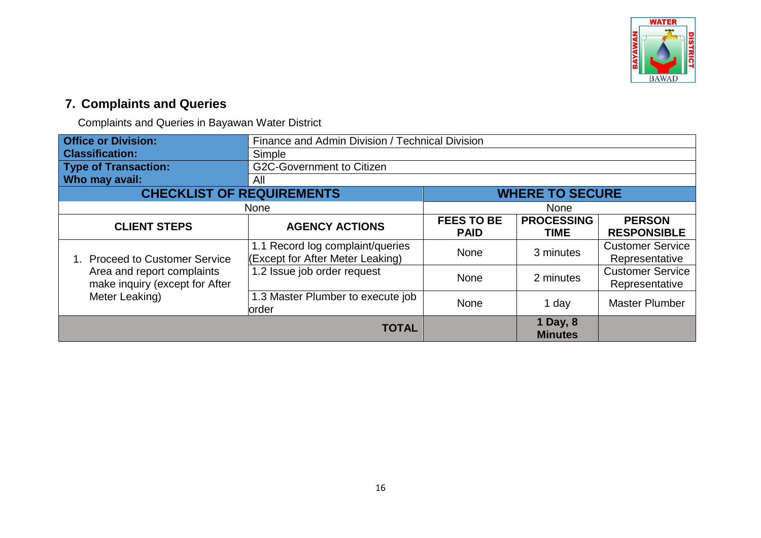## 7. Complaints and Queries

Complaints and Queries in Bayawan Water District

| **Office or Division:** | Finance and Admin Division / Technical Division | | | |
|---|---|---|---|---|
| **Classification:** | Simple | | | |
| **Type of Transaction:** | G2C-Government to Citizen | | | |
| **Who may avail:** | All | | | |
| **CHECKLIST OF REQUIREMENTS** | | **WHERE TO SECURE** | | |
| None | | None | | |
| **CLIENT STEPS** | **AGENCY ACTIONS** | **FEES TO BE PAID** | **PROCESSING TIME** | **PERSON RESPONSIBLE** |
| 1. Proceed to Customer Service Area and report complaints make inquiry (except for After Meter Leaking) | 1.1 Record log complaint/queries (Except for After Meter Leaking) | None | 3 minutes | Customer Service Representative |
| | 1.2 Issue job order request | None | 2 minutes | Customer Service Representative |
| | 1.3 Master Plumber to execute job order | None | 1 day | Master Plumber |
| | **TOTAL** | | **1 Day, 8 Minutes** | |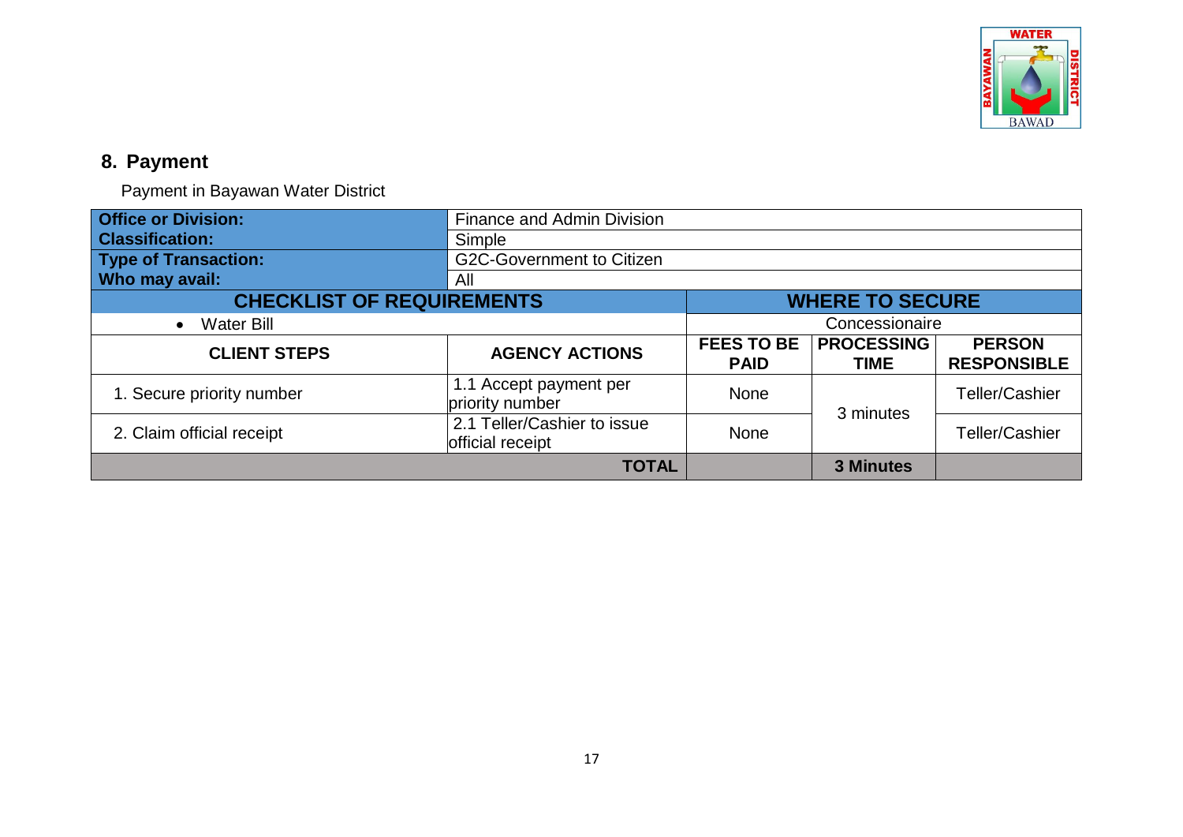## 8. Payment

Payment in Bayawan Water District

| **Office or Division:** | Finance and Admin Division | | | |
|---|---|---|---|---|
| **Classification:** | Simple | | | |
| **Type of Transaction:** | G2C-Government to Citizen | | | |
| **Who may avail:** | All | | | |
| **CHECKLIST OF REQUIREMENTS** | | **WHERE TO SECURE** | | |
| • Water Bill | | Concessionaire | | |
| **CLIENT STEPS** | **AGENCY ACTIONS** | **FEES TO BE PAID** | **PROCESSING TIME** | **PERSON RESPONSIBLE** |
| 1. Secure priority number | 1.1 Accept payment per priority number | None | 3 minutes | Teller/Cashier |
| 2. Claim official receipt | 2.1 Teller/Cashier to issue official receipt | None | | Teller/Cashier |
| | **TOTAL** | | **3 Minutes** | |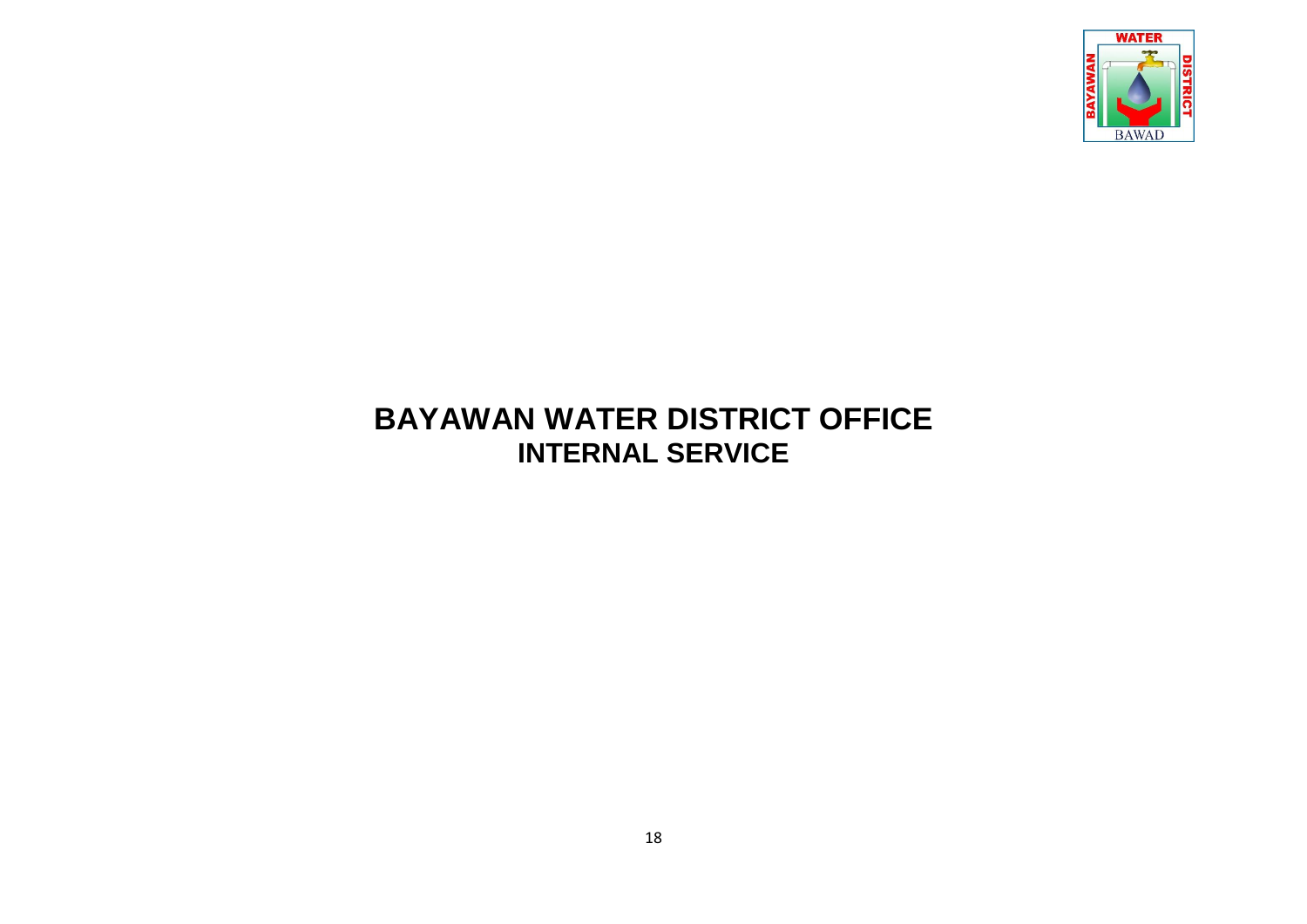# BAYAWAN WATER DISTRICT OFFICE
## INTERNAL SERVICE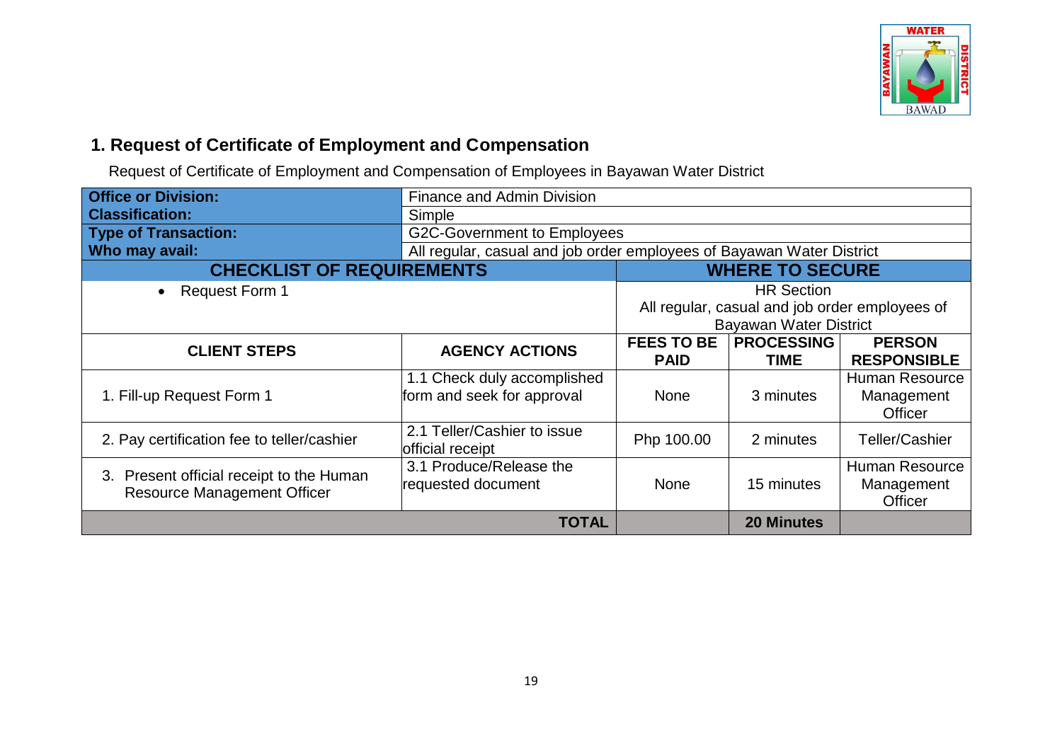## 1. Request of Certificate of Employment and Compensation

Request of Certificate of Employment and Compensation of Employees in Bayawan Water District

| **Office or Division:** | Finance and Admin Division | | | |
|---|---|---|---|---|
| **Classification:** | Simple | | | |
| **Type of Transaction:** | G2C-Government to Employees | | | |
| **Who may avail:** | All regular, casual and job order employees of Bayawan Water District | | | |
| **CHECKLIST OF REQUIREMENTS** | | **WHERE TO SECURE** | | |
| • Request Form 1 | | HR Section<br>All regular, casual and job order employees of Bayawan Water District | | |
| **CLIENT STEPS** | **AGENCY ACTIONS** | **FEES TO BE PAID** | **PROCESSING TIME** | **PERSON RESPONSIBLE** |
| 1. Fill-up Request Form 1 | 1.1 Check duly accomplished form and seek for approval | None | 3 minutes | Human Resource Management Officer |
| 2. Pay certification fee to teller/cashier | 2.1 Teller/Cashier to issue official receipt | Php 100.00 | 2 minutes | Teller/Cashier |
| 3. Present official receipt to the Human Resource Management Officer | 3.1 Produce/Release the requested document | None | 15 minutes | Human Resource Management Officer |
| | **TOTAL** | | **20 Minutes** | |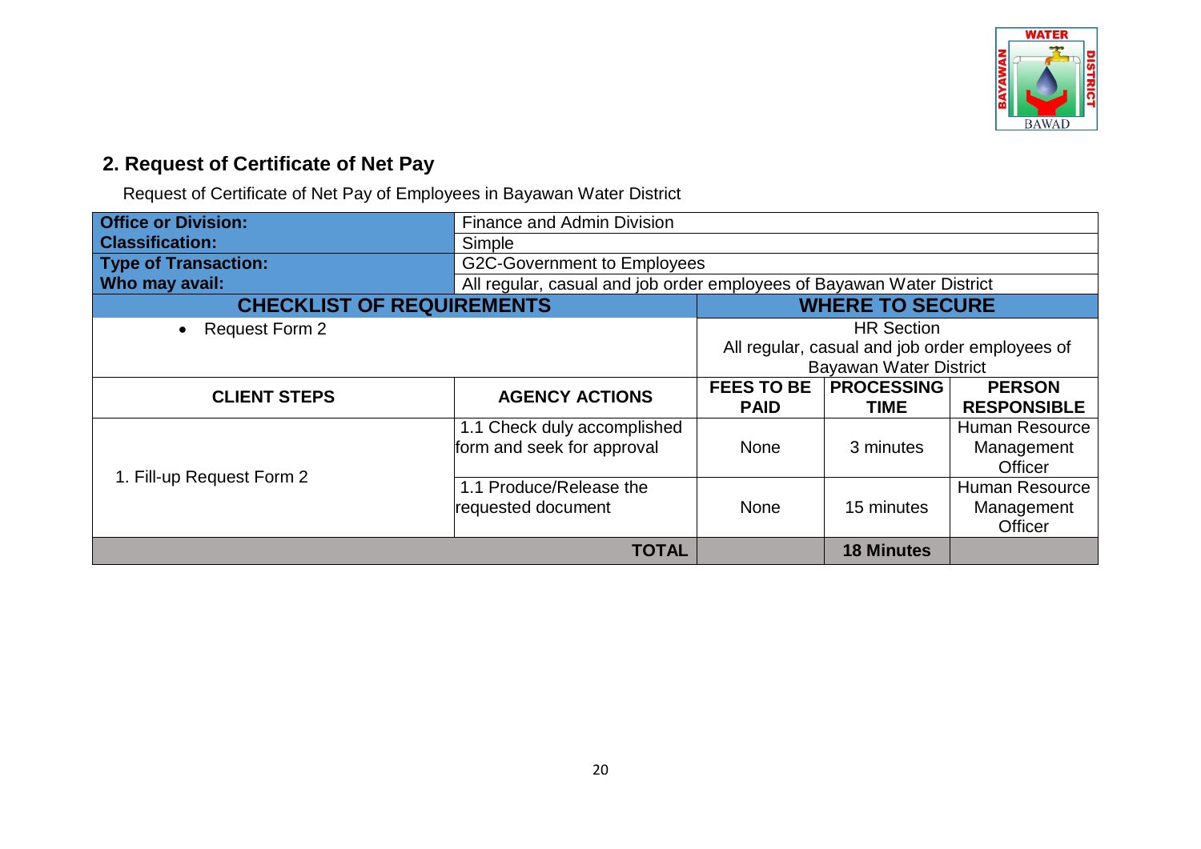## 2. Request of Certificate of Net Pay

Request of Certificate of Net Pay of Employees in Bayawan Water District

| **Office or Division:** | Finance and Admin Division | | | |
|---|---|---|---|---|
| **Classification:** | Simple | | | |
| **Type of Transaction:** | G2C-Government to Employees | | | |
| **Who may avail:** | All regular, casual and job order employees of Bayawan Water District | | | |
| **CHECKLIST OF REQUIREMENTS** | | **WHERE TO SECURE** | | |
| • Request Form 2 | | HR Section<br>All regular, casual and job order employees of Bayawan Water District | | |
| **CLIENT STEPS** | **AGENCY ACTIONS** | **FEES TO BE PAID** | **PROCESSING TIME** | **PERSON RESPONSIBLE** |
| 1. Fill-up Request Form 2 | 1.1 Check duly accomplished form and seek for approval | None | 3 minutes | Human Resource Management Officer |
| | 1.1 Produce/Release the requested document | None | 15 minutes | Human Resource Management Officer |
| | **TOTAL** | | **18 Minutes** | |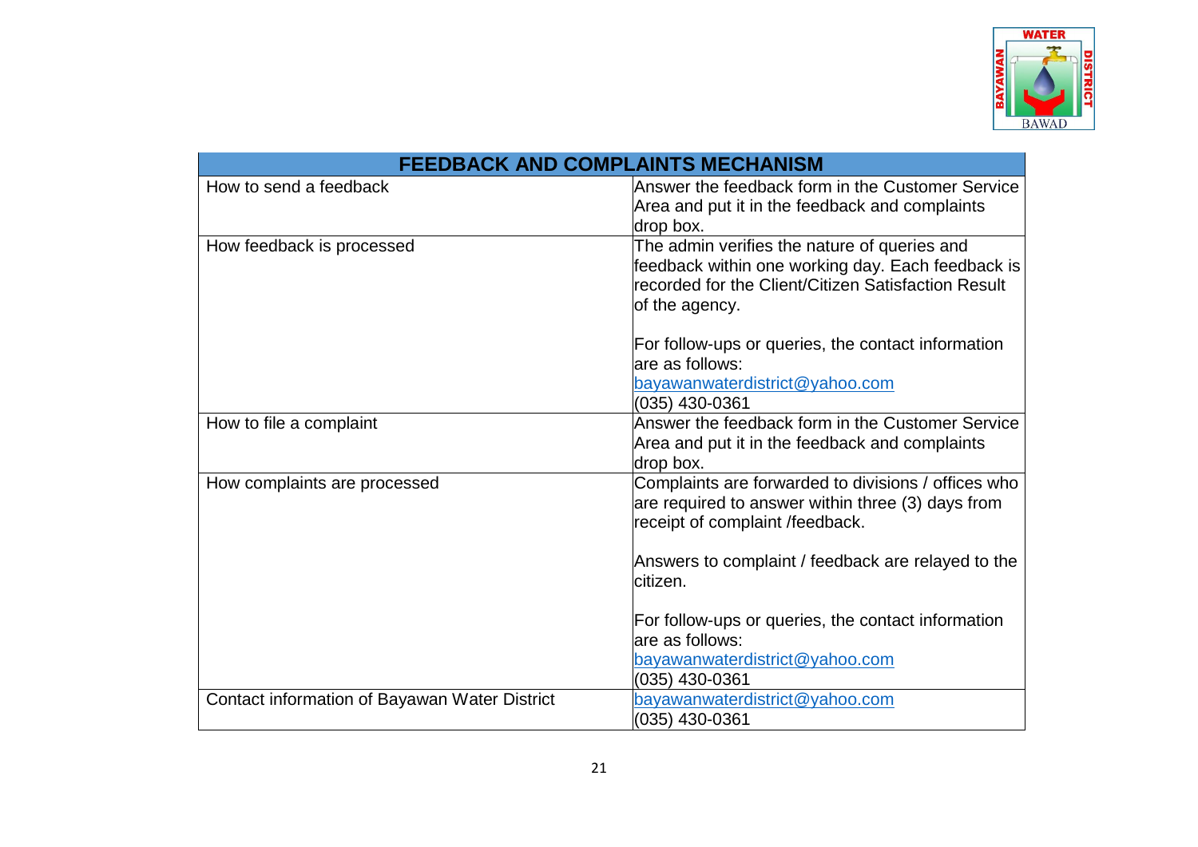| FEEDBACK AND COMPLAINTS MECHANISM | |
|---|---|
| How to send a feedback | Answer the feedback form in the Customer Service Area and put it in the feedback and complaints drop box. |
| How feedback is processed | The admin verifies the nature of queries and feedback within one working day. Each feedback is recorded for the Client/Citizen Satisfaction Result of the agency.<br><br>For follow-ups or queries, the contact information are as follows:<br>bayawanwaterdistrict@yahoo.com<br>(035) 430-0361 |
| How to file a complaint | Answer the feedback form in the Customer Service Area and put it in the feedback and complaints drop box. |
| How complaints are processed | Complaints are forwarded to divisions / offices who are required to answer within three (3) days from receipt of complaint /feedback.<br><br>Answers to complaint / feedback are relayed to the citizen.<br><br>For follow-ups or queries, the contact information are as follows:<br>bayawanwaterdistrict@yahoo.com<br>(035) 430-0361 |
| Contact information of Bayawan Water District | bayawanwaterdistrict@yahoo.com<br>(035) 430-0361 |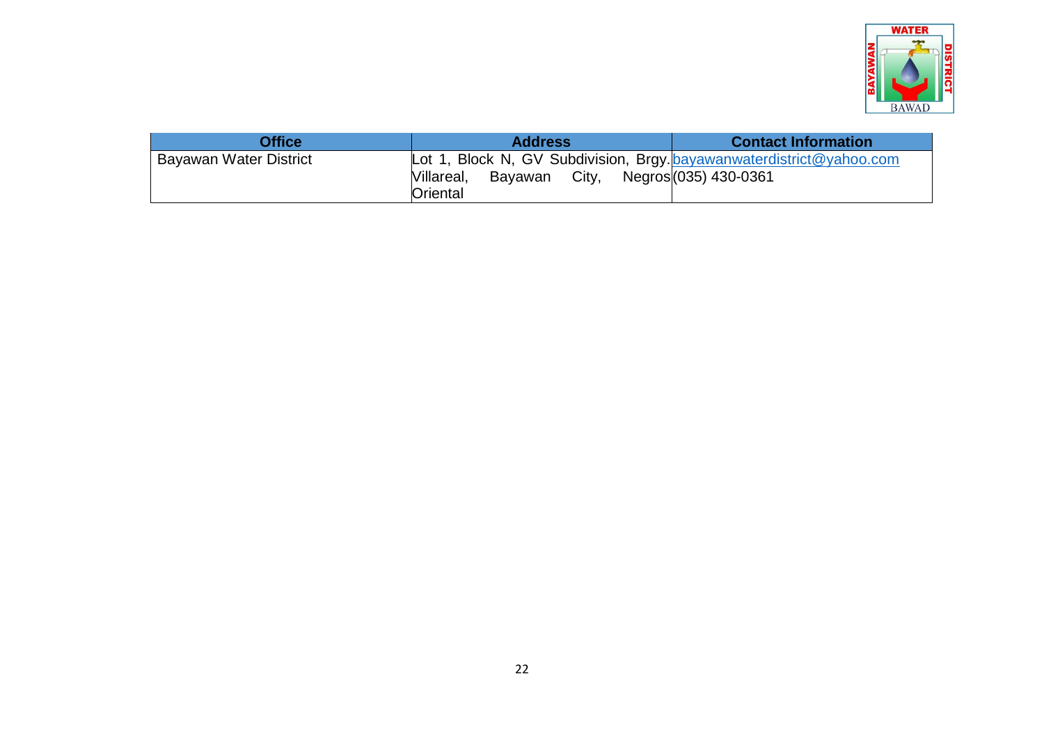| Office | Address | Contact Information |
|---|---|---|
| Bayawan Water District | Lot 1, Block N, GV Subdivision, Brgy. Villareal, Bayawan City, Negros Oriental | bayawanwaterdistrict@yahoo.com (035) 430-0361 |